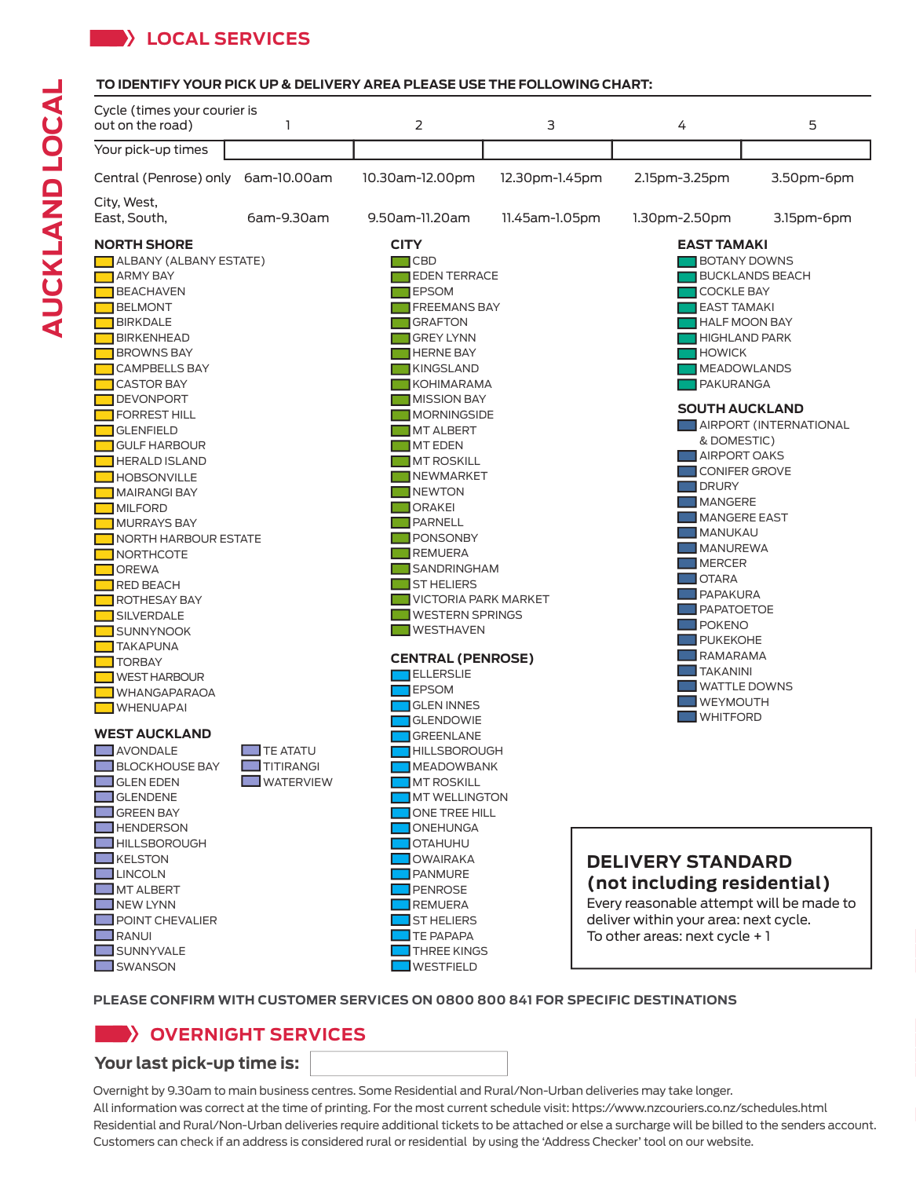# AUCKLAND LOCAL

## LOCAL SERVICES

**TO IDENTIFY YOUR PICK UP & DELIVERY AREA PLEASE USE THE FOLLOWING CHART:**

| Cycle (times your courier is out on the road) | 1 | 2 | 3 | 4 | 5 |
|---|---|---|---|---|---|
| Your pick-up times | | | | | |
| Central (Penrose) only | 6am-10.00am | 10.30am-12.00pm | 12.30pm-1.45pm | 2.15pm-3.25pm | 3.50pm-6pm |
| City, West, East, South, | 6am-9.30am | 9.50am-11.20am | 11.45am-1.05pm | 1.30pm-2.50pm | 3.15pm-6pm |

### NORTH SHORE

- ALBANY (ALBANY ESTATE)
- ARMY BAY
- BEACHAVEN
- BELMONT
- BIRKDALE
- BIRKENHEAD
- BROWNS BAY
- CAMPBELLS BAY
- CASTOR BAY
- DEVONPORT
- FORREST HILL
- GLENFIELD
- GULF HARBOUR
- HERALD ISLAND
- HOBSONVILLE
- MAIRANGI BAY
- MILFORD
- MURRAYS BAY
- NORTH HARBOUR ESTATE
- NORTHCOTE
- OREWA
- RED BEACH
- ROTHESAY BAY
- SILVERDALE
- SUNNYNOOK
- TAKAPUNA
- TORBAY
- WEST HARBOUR
- WHANGAPARAOA
- WHENUAPAI

### WEST AUCKLAND

- AVONDALE
- BLOCKHOUSE BAY
- GLEN EDEN
- GLENDENE
- GREEN BAY
- HENDERSON
- HILLSBOROUGH
- KELSTON
- LINCOLN
- MT ALBERT
- NEW LYNN
- POINT CHEVALIER
- RANUI
- SUNNYVALE
- SWANSON
- TE ATATU
- TITIRANGI
- WATERVIEW

### CITY

- CBD
- EDEN TERRACE
- EPSOM
- FREEMANS BAY
- GRAFTON
- GREY LYNN
- HERNE BAY
- KINGSLAND
- KOHIMARAMA
- MISSION BAY
- MORNINGSIDE
- MT ALBERT
- MT EDEN
- MT ROSKILL
- NEWMARKET
- NEWTON
- ORAKEI
- PARNELL
- PONSONBY
- REMUERA
- SANDRINGHAM
- ST HELIERS
- VICTORIA PARK MARKET
- WESTERN SPRINGS
- WESTHAVEN

### CENTRAL (PENROSE)

- ELLERSLIE
- EPSOM
- GLEN INNES
- GLENDOWIE
- GREENLANE
- HILLSBOROUGH
- MEADOWBANK
- MT ROSKILL
- MT WELLINGTON
- ONE TREE HILL
- ONEHUNGA
- OTAHUHU
- OWAIRAKA
- PANMURE
- PENROSE
- REMUERA
- ST HELIERS
- TE PAPAPA
- THREE KINGS
- WESTFIELD

### EAST TAMAKI

- BOTANY DOWNS
- BUCKLANDS BEACH
- COCKLE BAY
- EAST TAMAKI
- HALF MOON BAY
- HIGHLAND PARK
- HOWICK
- MEADOWLANDS
- PAKURANGA

### SOUTH AUCKLAND

- AIRPORT (INTERNATIONAL & DOMESTIC)
- AIRPORT OAKS
- CONIFER GROVE
- DRURY
- MANGERE
- MANGERE EAST
- MANUKAU
- MANUREWA
- MERCER
- OTARA
- PAPAKURA
- PAPATOETOE
- POKENO
- PUKEKOHE
- RAMARAMA
- TAKANINI
- WATTLE DOWNS
- WEYMOUTH
- WHITFORD

### DELIVERY STANDARD (not including residential)

Every reasonable attempt will be made to deliver within your area: next cycle.
To other areas: next cycle + 1

**PLEASE CONFIRM WITH CUSTOMER SERVICES ON 0800 800 841 FOR SPECIFIC DESTINATIONS**

## OVERNIGHT SERVICES

**Your last pick-up time is:**

Overnight by 9.30am to main business centres. Some Residential and Rural/Non-Urban deliveries may take longer.
All information was correct at the time of printing. For the most current schedule visit: https://www.nzcouriers.co.nz/schedules.html
Residential and Rural/Non-Urban deliveries require additional tickets to be attached or else a surcharge will be billed to the senders account.
Customers can check if an address is considered rural or residential by using the 'Address Checker' tool on our website.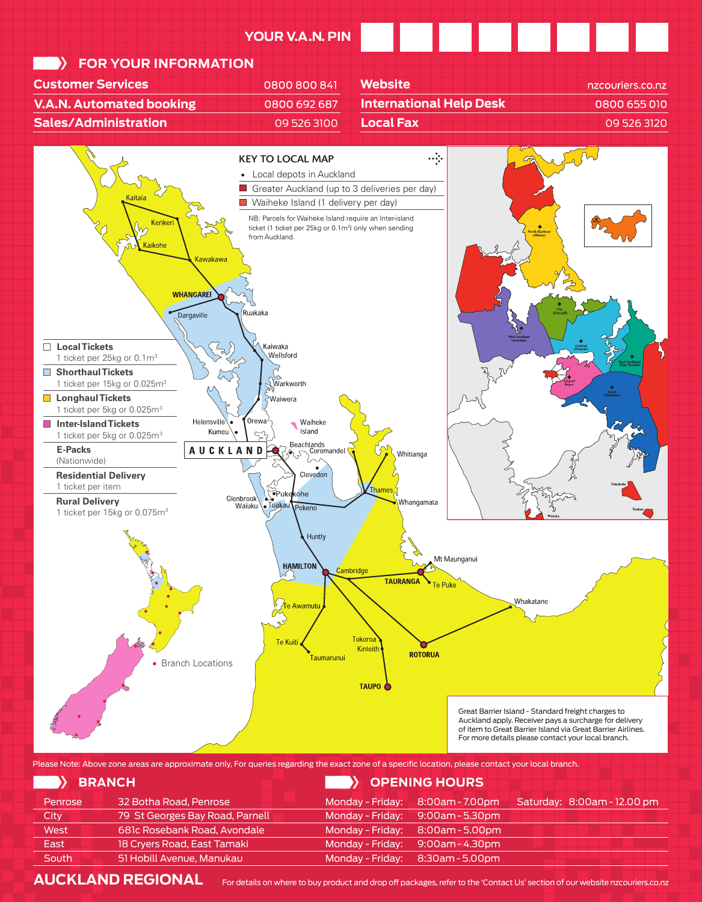YOUR V.A.N. PIN

## FOR YOUR INFORMATION

| | |
|---|---|
| Customer Services | 0800 800 841 |
| V.A.N. Automated booking | 0800 692 687 |
| Sales/Administration | 09 526 3100 |
| Website | nzcouriers.co.nz |
| International Help Desk | 0800 655 010 |
| Local Fax | 09 526 3120 |

### KEY TO LOCAL MAP

- Local depots in Auckland
- Greater Auckland (up to 3 deliveries per day)
- Waiheke Island (1 delivery per day)

NB: Parcels for Waiheke Island require an Inter-island ticket (1 ticket per 25kg or 0.1m³) only when sending from Auckland.

- **Local Tickets** 1 ticket per 25kg or 0.1m³
- **Shorthaul Tickets** 1 ticket per 15kg or 0.025m³
- **Longhaul Tickets** 1 ticket per 5kg or 0.025m³
- **Inter-Island Tickets** 1 ticket per 5kg or 0.025m³
- **E-Packs** (Nationwide)
- **Residential Delivery** 1 ticket per item
- **Rural Delivery** 1 ticket per 15kg or 0.075m³

Kaitaia, Kerikeri, Kaikohe, Kawakawa, WHANGAREI, Dargaville, Ruakaka, Kaiwaka, Wellsford, Warkworth, Waiwera, Helensville, Orewa, Kumeu, Waiheke Island, AUCKLAND, Beachlands, Coromandel, Whitianga, Clevedon, Glenbrook, Pukekohe, Waiuku, Tuakau, Pokeno, Thames, Whangamata, Huntly, HAMILTON, Cambridge, Mt Maunganui, TAURANGA, Te Puke, Te Awamutu, Whakatane, Te Kuiti, Tokoroa, Kinleith, Taumarunui, ROTORUA, TAUPO

North Harbour (Albany), City (Parnell), West Auckland (Avondale), Central (Penrose), East Auckland (East Tamaki), Airport Depot, South (Manukau), Pukekohe, Waiuku, Tuakau

- Branch Locations

Great Barrier Island - Standard freight charges to Auckland apply. Receiver pays a surcharge for delivery of item to Great Barrier Island via Great Barrier Airlines. For more details please contact your local branch.

Please Note: Above zone areas are approximate only, For queries regarding the exact zone of a specific location, please contact your local branch.

## BRANCH / OPENING HOURS

| Branch | Address | Opening Hours | | |
|---|---|---|---|---|
| Penrose | 32 Botha Road, Penrose | Monday - Friday: | 8:00am - 7.00pm | Saturday: 8:00am - 12.00 pm |
| City | 79 St Georges Bay Road, Parnell | Monday - Friday: | 9:00am - 5.30pm | |
| West | 681c Rosebank Road, Avondale | Monday - Friday: | 8:00am - 5.00pm | |
| East | 18 Cryers Road, East Tamaki | Monday - Friday: | 9:00am - 4.30pm | |
| South | 51 Hobill Avenue, Manukau | Monday - Friday: | 8:30am - 5.00pm | |

## AUCKLAND REGIONAL

For details on where to buy product and drop off packages, refer to the 'Contact Us' section of our website nzcouriers.co.nz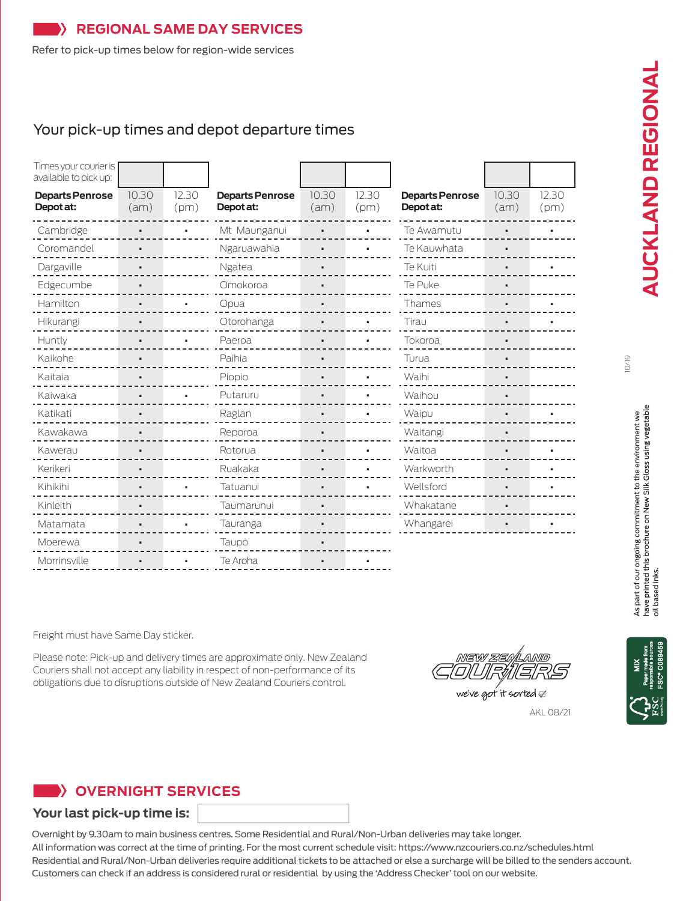## REGIONAL SAME DAY SERVICES

Refer to pick-up times below for region-wide services

### Your pick-up times and depot departure times

| Times your courier is available to pick up: | | | | | | | | |
|---|---|---|---|---|---|---|---|---|
| **Departs Penrose Depot at:** | 10.30 (am) | 12.30 (pm) | **Departs Penrose Depot at:** | 10.30 (am) | 12.30 (pm) | **Departs Penrose Depot at:** | 10.30 (am) | 12.30 (pm) |
| Cambridge | • | • | Mt Maunganui | • | • | Te Awamutu | • | • |
| Coromandel | • | | Ngaruawahia | • | • | Te Kauwhata | • | |
| Dargaville | • | | Ngatea | • | | Te Kuiti | • | • |
| Edgecumbe | • | | Omokoroa | • | | Te Puke | • | |
| Hamilton | • | • | Opua | • | | Thames | • | • |
| Hikurangi | • | | Otorohanga | • | • | Tirau | • | • |
| Huntly | • | • | Paeroa | • | • | Tokoroa | • | |
| Kaikohe | • | | Paihia | • | | Turua | • | |
| Kaitaia | • | | Piopio | • | • | Waihi | • | |
| Kaiwaka | • | • | Putaruru | • | • | Waihou | • | |
| Katikati | • | | Raglan | • | • | Waipu | • | • |
| Kawakawa | • | | Reporoa | • | | Waitangi | • | |
| Kawerau | • | | Rotorua | • | • | Waitoa | • | • |
| Kerikeri | • | | Ruakaka | • | • | Warkworth | • | • |
| Kihikihi | • | • | Tatuanui | • | • | Wellsford | • | • |
| Kinleith | • | | Taumarunui | • | | Whakatane | • | |
| Matamata | • | • | Tauranga | • | | Whangarei | • | • |
| Moerewa | • | | Taupo | • | | | | |
| Morrinsville | • | • | Te Aroha | • | • | | | |

Freight must have Same Day sticker.

Please note: Pick-up and delivery times are approximate only. New Zealand Couriers shall not accept any liability in respect of non-performance of its obligations due to disruptions outside of New Zealand Couriers control.

NEW ZEALAND COURIERS
we've got it sorted

AKL 08/21

## AUCKLAND REGIONAL

10/19

As part of our ongoing commitment to the environment we have printed this brochure on New Silk Gloss using vegetable oil based inks.

MIX Paper made from responsible sources FSC® C089459

## OVERNIGHT SERVICES

**Your last pick-up time is:**

Overnight by 9.30am to main business centres. Some Residential and Rural/Non-Urban deliveries may take longer.
All information was correct at the time of printing. For the most current schedule visit: https://www.nzcouriers.co.nz/schedules.html
Residential and Rural/Non-Urban deliveries require additional tickets to be attached or else a surcharge will be billed to the senders account.
Customers can check if an address is considered rural or residential by using the 'Address Checker' tool on our website.